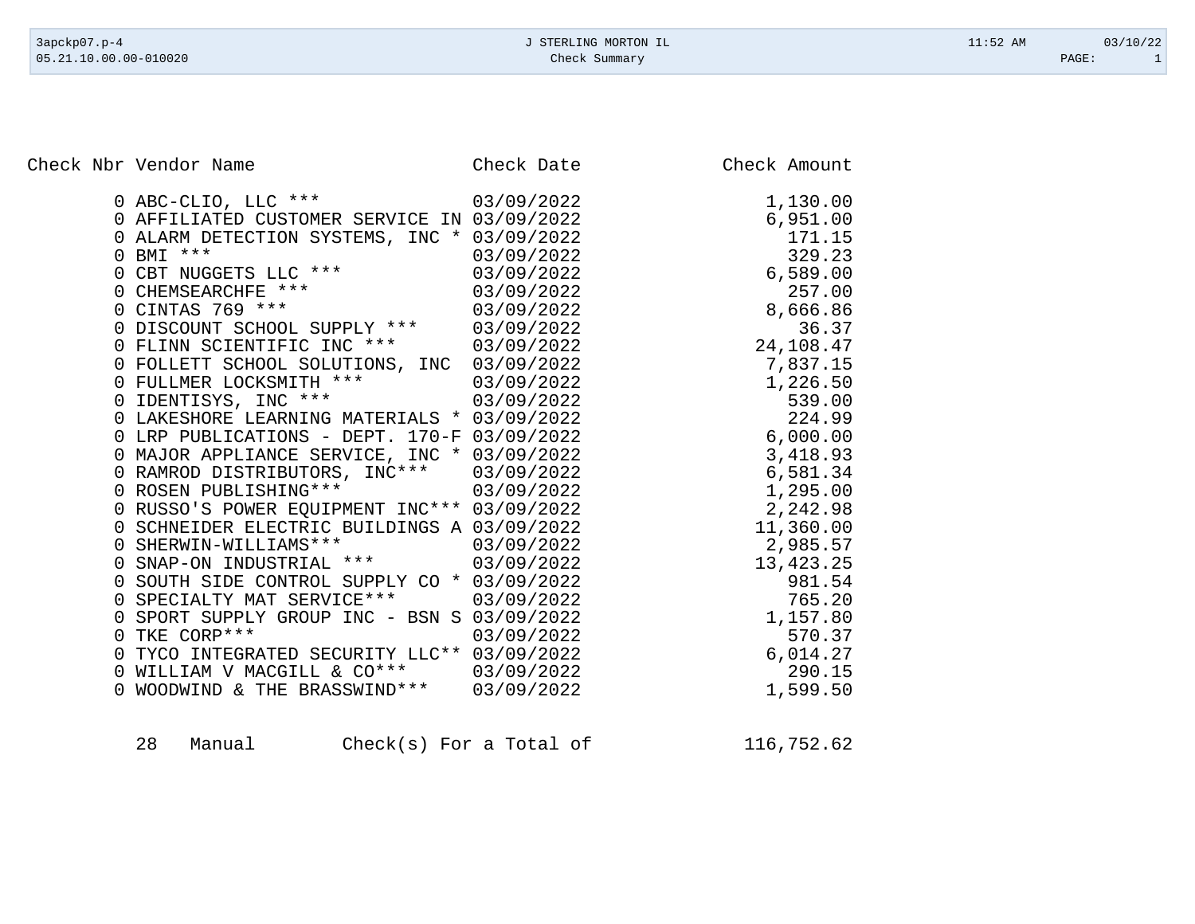| Check Nbr | Vendor Name | Check Date | Check Amount |
|---|---|---|---|
| 0 | ABC-CLIO, LLC *** | 03/09/2022 | 1,130.00 |
| 0 | AFFILIATED CUSTOMER SERVICE IN | 03/09/2022 | 6,951.00 |
| 0 | ALARM DETECTION SYSTEMS, INC * | 03/09/2022 | 171.15 |
| 0 | BMI *** | 03/09/2022 | 329.23 |
| 0 | CBT NUGGETS LLC *** | 03/09/2022 | 6,589.00 |
| 0 | CHEMSEARCHFE *** | 03/09/2022 | 257.00 |
| 0 | CINTAS 769 *** | 03/09/2022 | 8,666.86 |
| 0 | DISCOUNT SCHOOL SUPPLY *** | 03/09/2022 | 36.37 |
| 0 | FLINN SCIENTIFIC INC *** | 03/09/2022 | 24,108.47 |
| 0 | FOLLETT SCHOOL SOLUTIONS, INC | 03/09/2022 | 7,837.15 |
| 0 | FULLMER LOCKSMITH *** | 03/09/2022 | 1,226.50 |
| 0 | IDENTISYS, INC *** | 03/09/2022 | 539.00 |
| 0 | LAKESHORE LEARNING MATERIALS * | 03/09/2022 | 224.99 |
| 0 | LRP PUBLICATIONS - DEPT. 170-F | 03/09/2022 | 6,000.00 |
| 0 | MAJOR APPLIANCE SERVICE, INC * | 03/09/2022 | 3,418.93 |
| 0 | RAMROD DISTRIBUTORS, INC*** | 03/09/2022 | 6,581.34 |
| 0 | ROSEN PUBLISHING*** | 03/09/2022 | 1,295.00 |
| 0 | RUSSO'S POWER EQUIPMENT INC*** | 03/09/2022 | 2,242.98 |
| 0 | SCHNEIDER ELECTRIC BUILDINGS A | 03/09/2022 | 11,360.00 |
| 0 | SHERWIN-WILLIAMS*** | 03/09/2022 | 2,985.57 |
| 0 | SNAP-ON INDUSTRIAL *** | 03/09/2022 | 13,423.25 |
| 0 | SOUTH SIDE CONTROL SUPPLY CO * | 03/09/2022 | 981.54 |
| 0 | SPECIALTY MAT SERVICE*** | 03/09/2022 | 765.20 |
| 0 | SPORT SUPPLY GROUP INC - BSN S | 03/09/2022 | 1,157.80 |
| 0 | TKE CORP*** | 03/09/2022 | 570.37 |
| 0 | TYCO INTEGRATED SECURITY LLC** | 03/09/2022 | 6,014.27 |
| 0 | WILLIAM V MACGILL & CO*** | 03/09/2022 | 290.15 |
| 0 | WOODWIND & THE BRASSWIND*** | 03/09/2022 | 1,599.50 |

28 Manual Check(s) For a Total of 116,752.62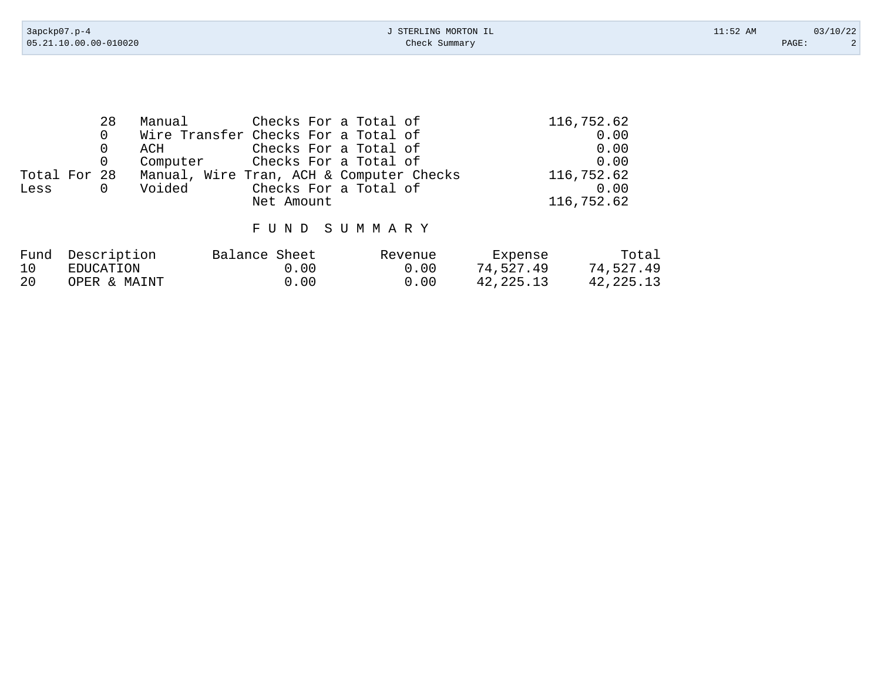| | | | | |
|---|---|---|---|---|
| | 28 | Manual | Checks For a Total of | 116,752.62 |
| | 0 | Wire Transfer | Checks For a Total of | 0.00 |
| | 0 | ACH | Checks For a Total of | 0.00 |
| | 0 | Computer | Checks For a Total of | 0.00 |
| Total For | 28 | Manual, Wire Tran, ACH & Computer Checks | | 116,752.62 |
| Less | 0 | Voided | Checks For a Total of | 0.00 |
| | | | Net Amount | 116,752.62 |

## F U N D S U M M A R Y

| Fund | Description | Balance Sheet | Revenue | Expense | Total |
|---|---|---|---|---|---|
| 10 | EDUCATION | 0.00 | 0.00 | 74,527.49 | 74,527.49 |
| 20 | OPER & MAINT | 0.00 | 0.00 | 42,225.13 | 42,225.13 |